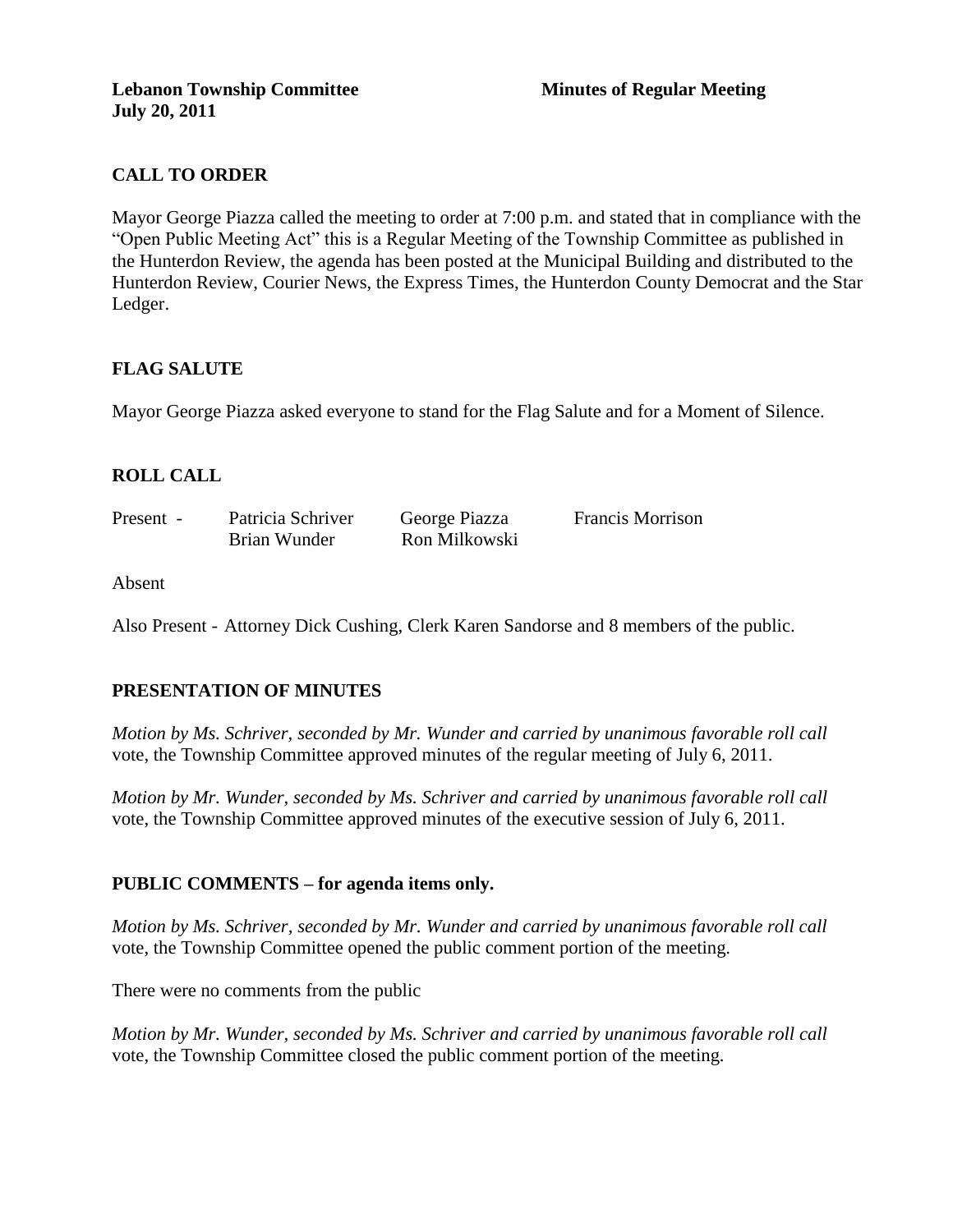**Lebanon Township Committee** **Minutes of Regular Meeting**
**July 20, 2011**

## CALL TO ORDER

Mayor George Piazza called the meeting to order at 7:00 p.m. and stated that in compliance with the "Open Public Meeting Act" this is a Regular Meeting of the Township Committee as published in the Hunterdon Review, the agenda has been posted at the Municipal Building and distributed to the Hunterdon Review, Courier News, the Express Times, the Hunterdon County Democrat and the Star Ledger.

## FLAG SALUTE

Mayor George Piazza asked everyone to stand for the Flag Salute and for a Moment of Silence.

## ROLL CALL

| Present - | Patricia Schriver | George Piazza | Francis Morrison |
|---|---|---|---|
| | Brian Wunder | Ron Milkowski | |

Absent

Also Present - Attorney Dick Cushing, Clerk Karen Sandorse and 8 members of the public.

## PRESENTATION OF MINUTES

*Motion by Ms. Schriver, seconded by Mr. Wunder and carried by unanimous favorable roll call* vote, the Township Committee approved minutes of the regular meeting of July 6, 2011.

*Motion by Mr. Wunder, seconded by Ms. Schriver and carried by unanimous favorable roll call* vote, the Township Committee approved minutes of the executive session of July 6, 2011.

## PUBLIC COMMENTS – for agenda items only.

*Motion by Ms. Schriver, seconded by Mr. Wunder and carried by unanimous favorable roll call* vote, the Township Committee opened the public comment portion of the meeting.

There were no comments from the public

*Motion by Mr. Wunder, seconded by Ms. Schriver and carried by unanimous favorable roll call* vote, the Township Committee closed the public comment portion of the meeting.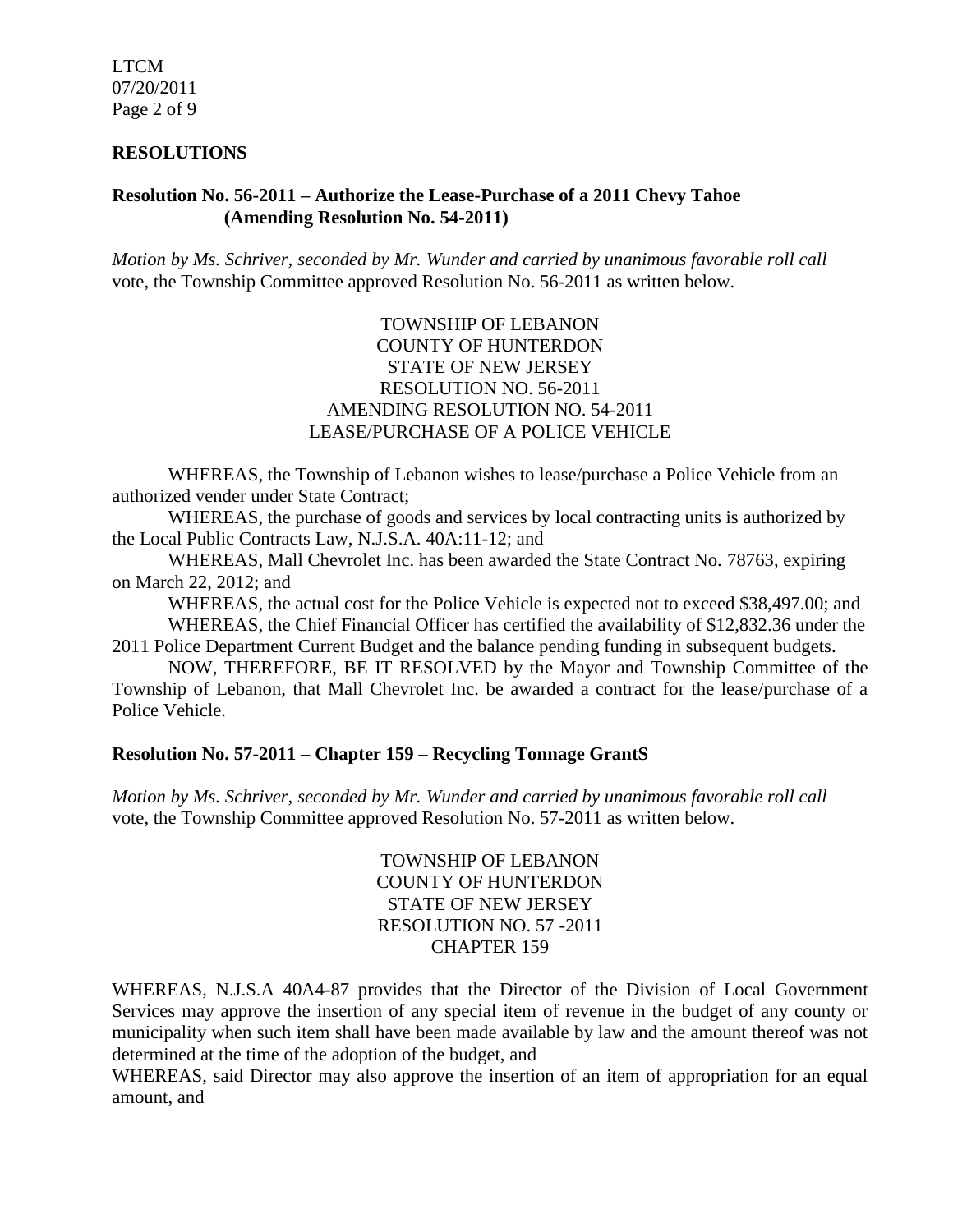## RESOLUTIONS

### Resolution No. 56-2011 – Authorize the Lease-Purchase of a 2011 Chevy Tahoe (Amending Resolution No. 54-2011)

*Motion by Ms. Schriver, seconded by Mr. Wunder and carried by unanimous favorable roll call* vote, the Township Committee approved Resolution No. 56-2011 as written below.

TOWNSHIP OF LEBANON
COUNTY OF HUNTERDON
STATE OF NEW JERSEY
RESOLUTION NO. 56-2011
AMENDING RESOLUTION NO. 54-2011
LEASE/PURCHASE OF A POLICE VEHICLE

WHEREAS, the Township of Lebanon wishes to lease/purchase a Police Vehicle from an authorized vender under State Contract;

WHEREAS, the purchase of goods and services by local contracting units is authorized by the Local Public Contracts Law, N.J.S.A. 40A:11-12; and

WHEREAS, Mall Chevrolet Inc. has been awarded the State Contract No. 78763, expiring on March 22, 2012; and

WHEREAS, the actual cost for the Police Vehicle is expected not to exceed $38,497.00; and

WHEREAS, the Chief Financial Officer has certified the availability of $12,832.36 under the 2011 Police Department Current Budget and the balance pending funding in subsequent budgets.

NOW, THEREFORE, BE IT RESOLVED by the Mayor and Township Committee of the Township of Lebanon, that Mall Chevrolet Inc. be awarded a contract for the lease/purchase of a Police Vehicle.

### Resolution No. 57-2011 – Chapter 159 – Recycling Tonnage GrantS

*Motion by Ms. Schriver, seconded by Mr. Wunder and carried by unanimous favorable roll call* vote, the Township Committee approved Resolution No. 57-2011 as written below.

TOWNSHIP OF LEBANON
COUNTY OF HUNTERDON
STATE OF NEW JERSEY
RESOLUTION NO. 57 -2011
CHAPTER 159

WHEREAS, N.J.S.A 40A4-87 provides that the Director of the Division of Local Government Services may approve the insertion of any special item of revenue in the budget of any county or municipality when such item shall have been made available by law and the amount thereof was not determined at the time of the adoption of the budget, and

WHEREAS, said Director may also approve the insertion of an item of appropriation for an equal amount, and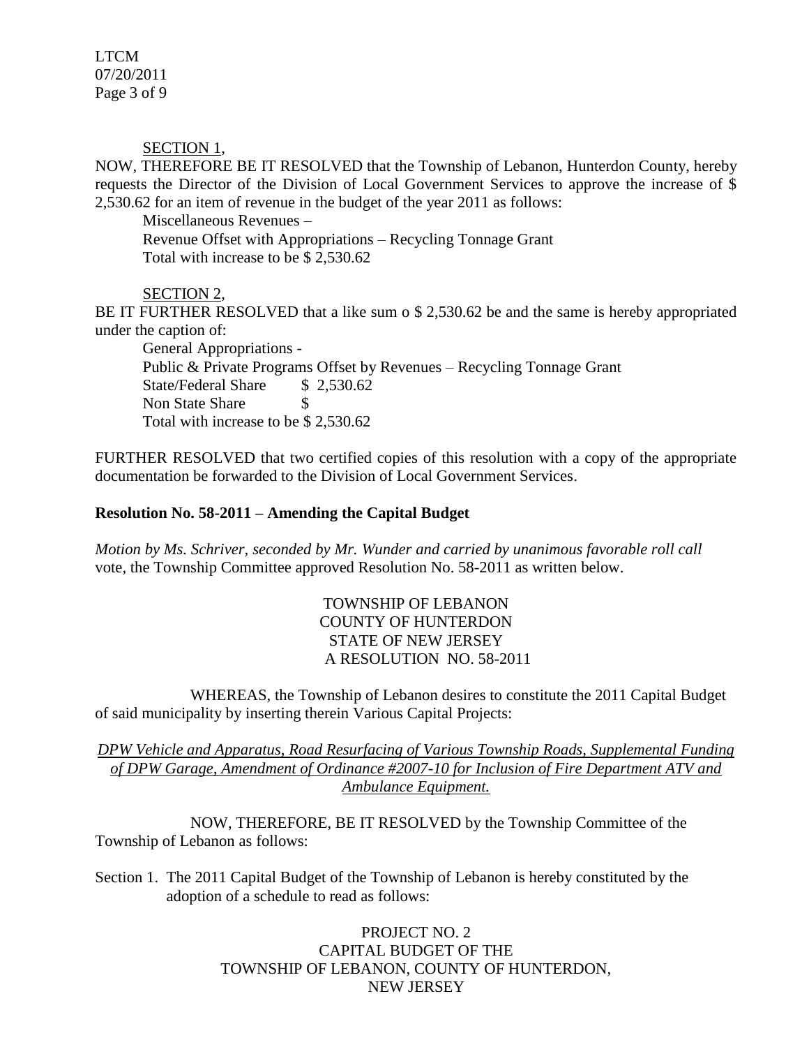<u>SECTION 1</u>,

NOW, THEREFORE BE IT RESOLVED that the Township of Lebanon, Hunterdon County, hereby requests the Director of the Division of Local Government Services to approve the increase of $ 2,530.62 for an item of revenue in the budget of the year 2011 as follows:

Miscellaneous Revenues –
Revenue Offset with Appropriations – Recycling Tonnage Grant
Total with increase to be $ 2,530.62

<u>SECTION 2</u>,

BE IT FURTHER RESOLVED that a like sum o $ 2,530.62 be and the same is hereby appropriated under the caption of:

General Appropriations -
Public & Private Programs Offset by Revenues – Recycling Tonnage Grant
State/Federal Share $ 2,530.62
Non State Share $
Total with increase to be $ 2,530.62

FURTHER RESOLVED that two certified copies of this resolution with a copy of the appropriate documentation be forwarded to the Division of Local Government Services.

**Resolution No. 58-2011 – Amending the Capital Budget**

*Motion by Ms. Schriver, seconded by Mr. Wunder and carried by unanimous favorable roll call* vote, the Township Committee approved Resolution No. 58-2011 as written below.

TOWNSHIP OF LEBANON
COUNTY OF HUNTERDON
STATE OF NEW JERSEY
A RESOLUTION NO. 58-2011

WHEREAS, the Township of Lebanon desires to constitute the 2011 Capital Budget of said municipality by inserting therein Various Capital Projects:

*<u>DPW Vehicle and Apparatus, Road Resurfacing of Various Township Roads, Supplemental Funding of DPW Garage, Amendment of Ordinance #2007-10 for Inclusion of Fire Department ATV and Ambulance Equipment.</u>*

NOW, THEREFORE, BE IT RESOLVED by the Township Committee of the Township of Lebanon as follows:

Section 1. The 2011 Capital Budget of the Township of Lebanon is hereby constituted by the adoption of a schedule to read as follows:

PROJECT NO. 2
CAPITAL BUDGET OF THE
TOWNSHIP OF LEBANON, COUNTY OF HUNTERDON,
NEW JERSEY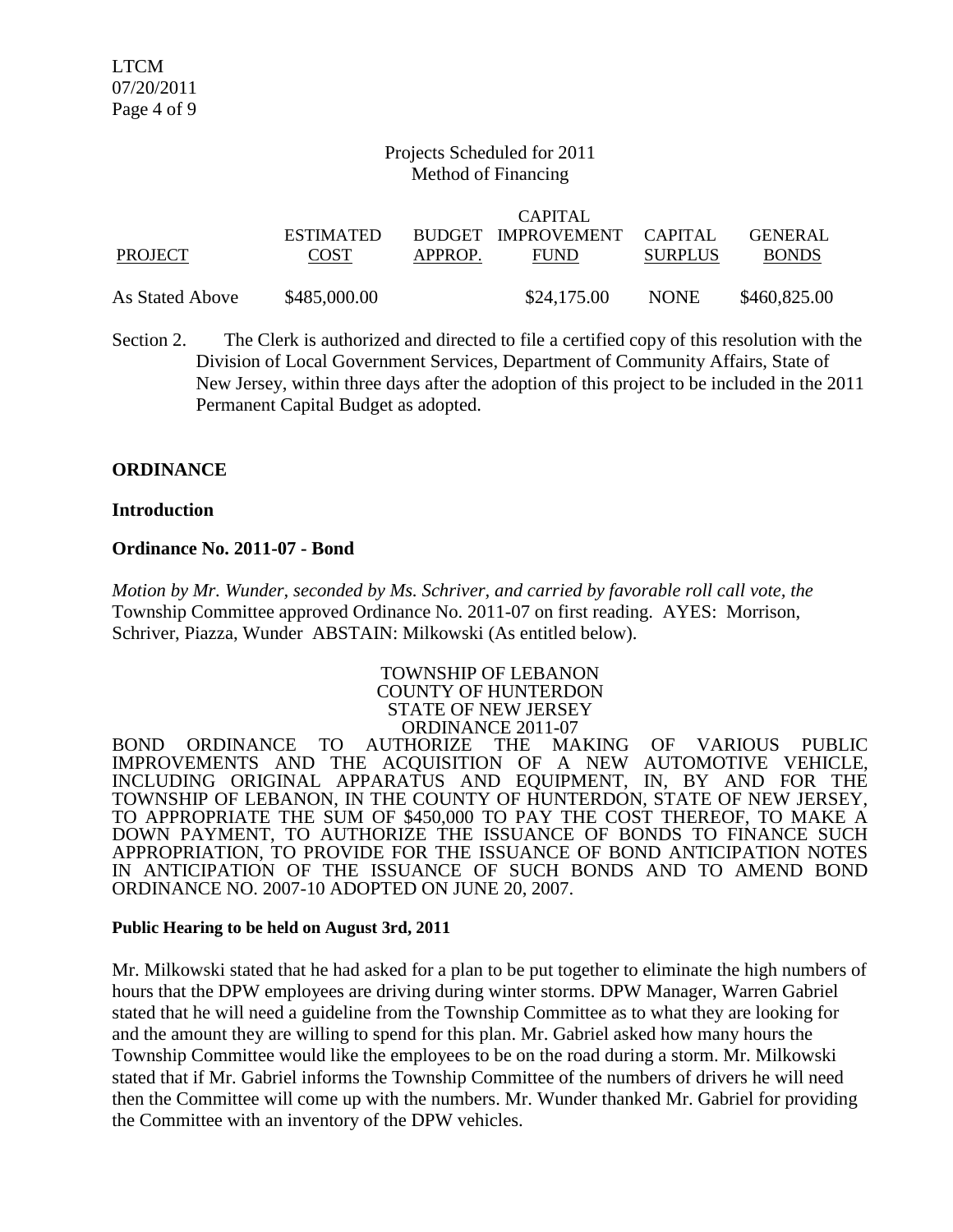Projects Scheduled for 2011
Method of Financing

| PROJECT | ESTIMATED COST | BUDGET APPROP. | CAPITAL IMPROVEMENT FUND | CAPITAL SURPLUS | GENERAL BONDS |
|---|---|---|---|---|---|
| As Stated Above | \$485,000.00 | | \$24,175.00 | NONE | \$460,825.00 |

Section 2. The Clerk is authorized and directed to file a certified copy of this resolution with the Division of Local Government Services, Department of Community Affairs, State of New Jersey, within three days after the adoption of this project to be included in the 2011 Permanent Capital Budget as adopted.

## ORDINANCE

### Introduction

### Ordinance No. 2011-07 - Bond

*Motion by Mr. Wunder, seconded by Ms. Schriver, and carried by favorable roll call vote, the* Township Committee approved Ordinance No. 2011-07 on first reading. AYES: Morrison, Schriver, Piazza, Wunder ABSTAIN: Milkowski (As entitled below).

TOWNSHIP OF LEBANON
COUNTY OF HUNTERDON
STATE OF NEW JERSEY
ORDINANCE 2011-07

BOND ORDINANCE TO AUTHORIZE THE MAKING OF VARIOUS PUBLIC IMPROVEMENTS AND THE ACQUISITION OF A NEW AUTOMOTIVE VEHICLE, INCLUDING ORIGINAL APPARATUS AND EQUIPMENT, IN, BY AND FOR THE TOWNSHIP OF LEBANON, IN THE COUNTY OF HUNTERDON, STATE OF NEW JERSEY, TO APPROPRIATE THE SUM OF \$450,000 TO PAY THE COST THEREOF, TO MAKE A DOWN PAYMENT, TO AUTHORIZE THE ISSUANCE OF BONDS TO FINANCE SUCH APPROPRIATION, TO PROVIDE FOR THE ISSUANCE OF BOND ANTICIPATION NOTES IN ANTICIPATION OF THE ISSUANCE OF SUCH BONDS AND TO AMEND BOND ORDINANCE NO. 2007-10 ADOPTED ON JUNE 20, 2007.

**Public Hearing to be held on August 3rd, 2011**

Mr. Milkowski stated that he had asked for a plan to be put together to eliminate the high numbers of hours that the DPW employees are driving during winter storms. DPW Manager, Warren Gabriel stated that he will need a guideline from the Township Committee as to what they are looking for and the amount they are willing to spend for this plan. Mr. Gabriel asked how many hours the Township Committee would like the employees to be on the road during a storm. Mr. Milkowski stated that if Mr. Gabriel informs the Township Committee of the numbers of drivers he will need then the Committee will come up with the numbers. Mr. Wunder thanked Mr. Gabriel for providing the Committee with an inventory of the DPW vehicles.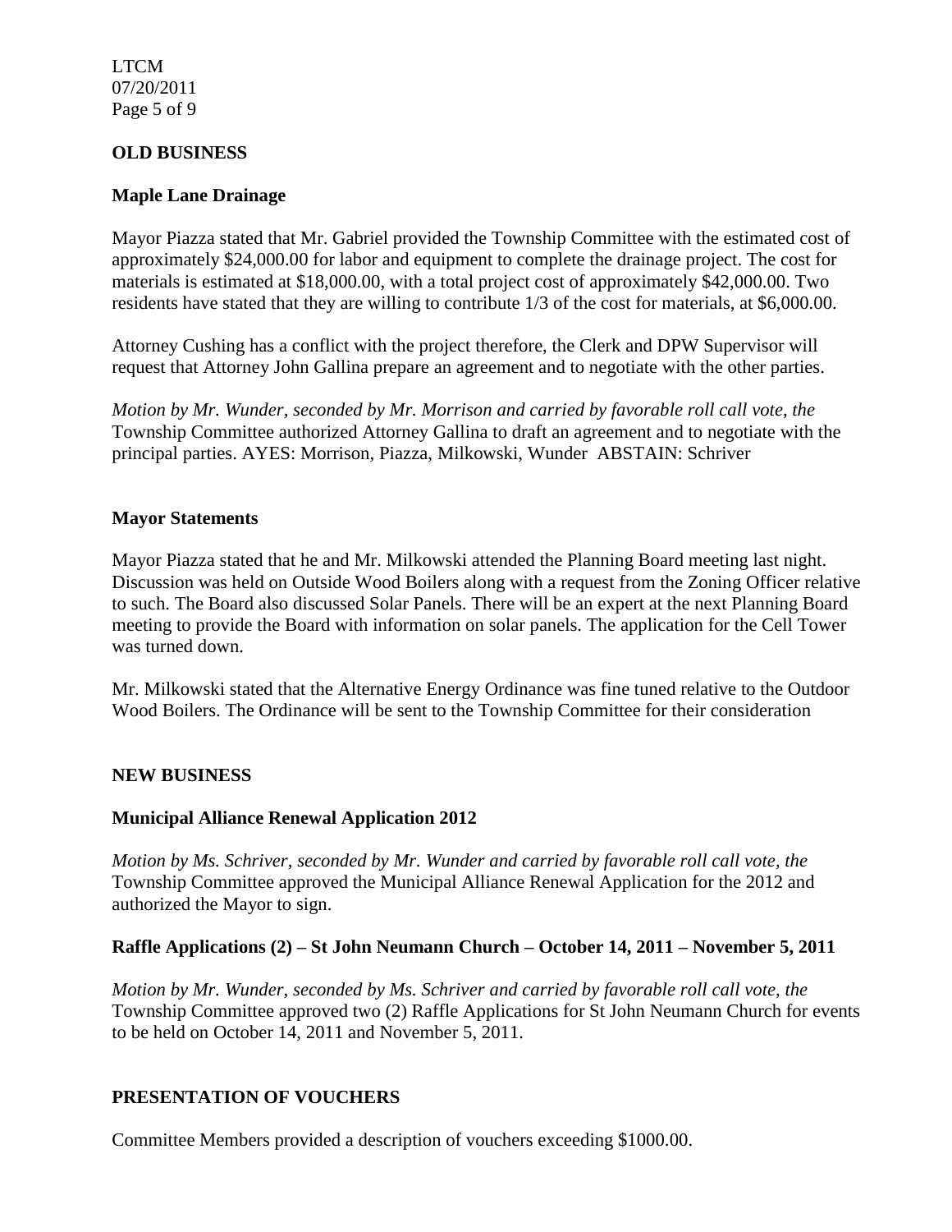## OLD BUSINESS

### Maple Lane Drainage

Mayor Piazza stated that Mr. Gabriel provided the Township Committee with the estimated cost of approximately $24,000.00 for labor and equipment to complete the drainage project. The cost for materials is estimated at $18,000.00, with a total project cost of approximately $42,000.00. Two residents have stated that they are willing to contribute 1/3 of the cost for materials, at $6,000.00.

Attorney Cushing has a conflict with the project therefore, the Clerk and DPW Supervisor will request that Attorney John Gallina prepare an agreement and to negotiate with the other parties.

*Motion by Mr. Wunder, seconded by Mr. Morrison and carried by favorable roll call vote, the* Township Committee authorized Attorney Gallina to draft an agreement and to negotiate with the principal parties. AYES: Morrison, Piazza, Milkowski, Wunder ABSTAIN: Schriver

### Mayor Statements

Mayor Piazza stated that he and Mr. Milkowski attended the Planning Board meeting last night. Discussion was held on Outside Wood Boilers along with a request from the Zoning Officer relative to such. The Board also discussed Solar Panels. There will be an expert at the next Planning Board meeting to provide the Board with information on solar panels. The application for the Cell Tower was turned down.

Mr. Milkowski stated that the Alternative Energy Ordinance was fine tuned relative to the Outdoor Wood Boilers. The Ordinance will be sent to the Township Committee for their consideration

## NEW BUSINESS

### Municipal Alliance Renewal Application 2012

*Motion by Ms. Schriver, seconded by Mr. Wunder and carried by favorable roll call vote, the* Township Committee approved the Municipal Alliance Renewal Application for the 2012 and authorized the Mayor to sign.

### Raffle Applications (2) – St John Neumann Church – October 14, 2011 – November 5, 2011

*Motion by Mr. Wunder, seconded by Ms. Schriver and carried by favorable roll call vote, the* Township Committee approved two (2) Raffle Applications for St John Neumann Church for events to be held on October 14, 2011 and November 5, 2011.

## PRESENTATION OF VOUCHERS

Committee Members provided a description of vouchers exceeding $1000.00.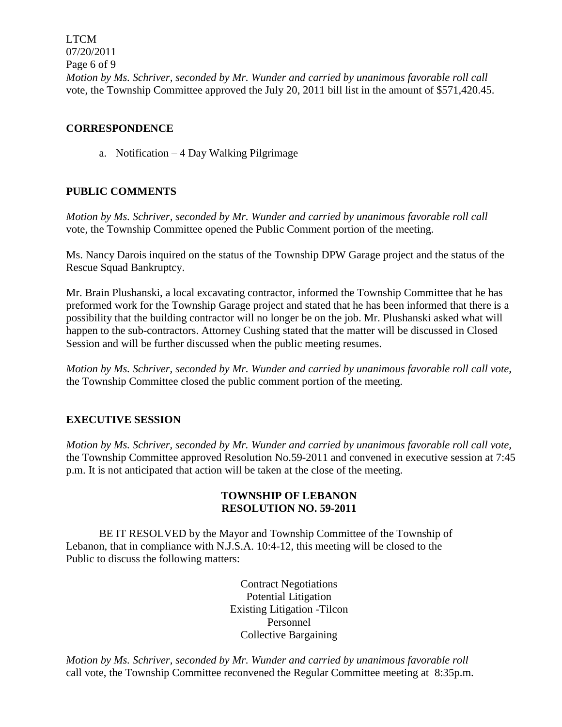*Motion by Ms. Schriver, seconded by Mr. Wunder and carried by unanimous favorable roll call* vote, the Township Committee approved the July 20, 2011 bill list in the amount of $571,420.45.

## CORRESPONDENCE

a. Notification – 4 Day Walking Pilgrimage

## PUBLIC COMMENTS

*Motion by Ms. Schriver, seconded by Mr. Wunder and carried by unanimous favorable roll call* vote, the Township Committee opened the Public Comment portion of the meeting.

Ms. Nancy Darois inquired on the status of the Township DPW Garage project and the status of the Rescue Squad Bankruptcy.

Mr. Brain Plushanski, a local excavating contractor, informed the Township Committee that he has preformed work for the Township Garage project and stated that he has been informed that there is a possibility that the building contractor will no longer be on the job. Mr. Plushanski asked what will happen to the sub-contractors. Attorney Cushing stated that the matter will be discussed in Closed Session and will be further discussed when the public meeting resumes.

*Motion by Ms. Schriver, seconded by Mr. Wunder and carried by unanimous favorable roll call vote*, the Township Committee closed the public comment portion of the meeting.

## EXECUTIVE SESSION

*Motion by Ms. Schriver, seconded by Mr. Wunder and carried by unanimous favorable roll call vote,* the Township Committee approved Resolution No.59-2011 and convened in executive session at 7:45 p.m. It is not anticipated that action will be taken at the close of the meeting.

**TOWNSHIP OF LEBANON**
**RESOLUTION NO. 59-2011**

BE IT RESOLVED by the Mayor and Township Committee of the Township of Lebanon, that in compliance with N.J.S.A. 10:4-12, this meeting will be closed to the Public to discuss the following matters:

Contract Negotiations
Potential Litigation
Existing Litigation -Tilcon
Personnel
Collective Bargaining

*Motion by Ms. Schriver, seconded by Mr. Wunder and carried by unanimous favorable roll* call vote, the Township Committee reconvened the Regular Committee meeting at 8:35p.m.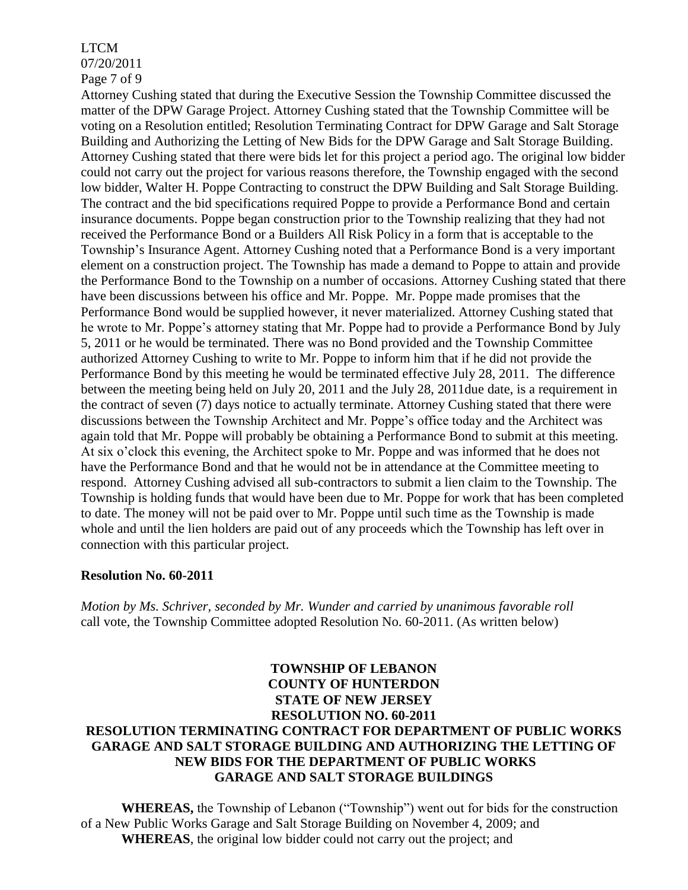Attorney Cushing stated that during the Executive Session the Township Committee discussed the matter of the DPW Garage Project. Attorney Cushing stated that the Township Committee will be voting on a Resolution entitled; Resolution Terminating Contract for DPW Garage and Salt Storage Building and Authorizing the Letting of New Bids for the DPW Garage and Salt Storage Building. Attorney Cushing stated that there were bids let for this project a period ago. The original low bidder could not carry out the project for various reasons therefore, the Township engaged with the second low bidder, Walter H. Poppe Contracting to construct the DPW Building and Salt Storage Building. The contract and the bid specifications required Poppe to provide a Performance Bond and certain insurance documents. Poppe began construction prior to the Township realizing that they had not received the Performance Bond or a Builders All Risk Policy in a form that is acceptable to the Township's Insurance Agent. Attorney Cushing noted that a Performance Bond is a very important element on a construction project. The Township has made a demand to Poppe to attain and provide the Performance Bond to the Township on a number of occasions. Attorney Cushing stated that there have been discussions between his office and Mr. Poppe. Mr. Poppe made promises that the Performance Bond would be supplied however, it never materialized. Attorney Cushing stated that he wrote to Mr. Poppe's attorney stating that Mr. Poppe had to provide a Performance Bond by July 5, 2011 or he would be terminated. There was no Bond provided and the Township Committee authorized Attorney Cushing to write to Mr. Poppe to inform him that if he did not provide the Performance Bond by this meeting he would be terminated effective July 28, 2011. The difference between the meeting being held on July 20, 2011 and the July 28, 2011due date, is a requirement in the contract of seven (7) days notice to actually terminate. Attorney Cushing stated that there were discussions between the Township Architect and Mr. Poppe's office today and the Architect was again told that Mr. Poppe will probably be obtaining a Performance Bond to submit at this meeting. At six o'clock this evening, the Architect spoke to Mr. Poppe and was informed that he does not have the Performance Bond and that he would not be in attendance at the Committee meeting to respond. Attorney Cushing advised all sub-contractors to submit a lien claim to the Township. The Township is holding funds that would have been due to Mr. Poppe for work that has been completed to date. The money will not be paid over to Mr. Poppe until such time as the Township is made whole and until the lien holders are paid out of any proceeds which the Township has left over in connection with this particular project.

**Resolution No. 60-2011**

*Motion by Ms. Schriver, seconded by Mr. Wunder and carried by unanimous favorable roll* call vote, the Township Committee adopted Resolution No. 60-2011. (As written below)

**TOWNSHIP OF LEBANON**
**COUNTY OF HUNTERDON**
**STATE OF NEW JERSEY**
**RESOLUTION NO. 60-2011**
**RESOLUTION TERMINATING CONTRACT FOR DEPARTMENT OF PUBLIC WORKS GARAGE AND SALT STORAGE BUILDING AND AUTHORIZING THE LETTING OF NEW BIDS FOR THE DEPARTMENT OF PUBLIC WORKS GARAGE AND SALT STORAGE BUILDINGS**

**WHEREAS,** the Township of Lebanon ("Township") went out for bids for the construction of a New Public Works Garage and Salt Storage Building on November 4, 2009; and

**WHEREAS**, the original low bidder could not carry out the project; and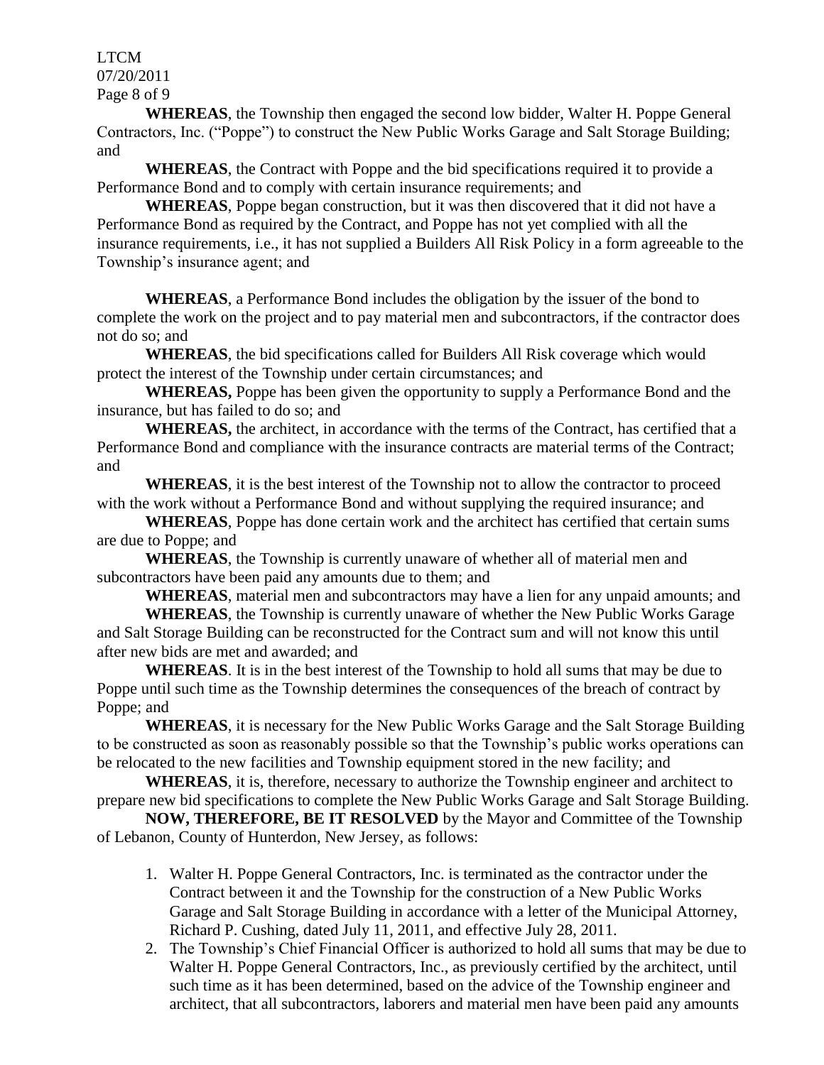**WHEREAS**, the Township then engaged the second low bidder, Walter H. Poppe General Contractors, Inc. ("Poppe") to construct the New Public Works Garage and Salt Storage Building; and

**WHEREAS**, the Contract with Poppe and the bid specifications required it to provide a Performance Bond and to comply with certain insurance requirements; and

**WHEREAS**, Poppe began construction, but it was then discovered that it did not have a Performance Bond as required by the Contract, and Poppe has not yet complied with all the insurance requirements, i.e., it has not supplied a Builders All Risk Policy in a form agreeable to the Township's insurance agent; and

**WHEREAS**, a Performance Bond includes the obligation by the issuer of the bond to complete the work on the project and to pay material men and subcontractors, if the contractor does not do so; and

**WHEREAS**, the bid specifications called for Builders All Risk coverage which would protect the interest of the Township under certain circumstances; and

**WHEREAS,** Poppe has been given the opportunity to supply a Performance Bond and the insurance, but has failed to do so; and

**WHEREAS,** the architect, in accordance with the terms of the Contract, has certified that a Performance Bond and compliance with the insurance contracts are material terms of the Contract; and

**WHEREAS**, it is the best interest of the Township not to allow the contractor to proceed with the work without a Performance Bond and without supplying the required insurance; and

**WHEREAS**, Poppe has done certain work and the architect has certified that certain sums are due to Poppe; and

**WHEREAS**, the Township is currently unaware of whether all of material men and subcontractors have been paid any amounts due to them; and

**WHEREAS**, material men and subcontractors may have a lien for any unpaid amounts; and

**WHEREAS**, the Township is currently unaware of whether the New Public Works Garage and Salt Storage Building can be reconstructed for the Contract sum and will not know this until after new bids are met and awarded; and

**WHEREAS**. It is in the best interest of the Township to hold all sums that may be due to Poppe until such time as the Township determines the consequences of the breach of contract by Poppe; and

**WHEREAS**, it is necessary for the New Public Works Garage and the Salt Storage Building to be constructed as soon as reasonably possible so that the Township's public works operations can be relocated to the new facilities and Township equipment stored in the new facility; and

**WHEREAS**, it is, therefore, necessary to authorize the Township engineer and architect to prepare new bid specifications to complete the New Public Works Garage and Salt Storage Building.

**NOW, THEREFORE, BE IT RESOLVED** by the Mayor and Committee of the Township of Lebanon, County of Hunterdon, New Jersey, as follows:

1. Walter H. Poppe General Contractors, Inc. is terminated as the contractor under the Contract between it and the Township for the construction of a New Public Works Garage and Salt Storage Building in accordance with a letter of the Municipal Attorney, Richard P. Cushing, dated July 11, 2011, and effective July 28, 2011.
2. The Township's Chief Financial Officer is authorized to hold all sums that may be due to Walter H. Poppe General Contractors, Inc., as previously certified by the architect, until such time as it has been determined, based on the advice of the Township engineer and architect, that all subcontractors, laborers and material men have been paid any amounts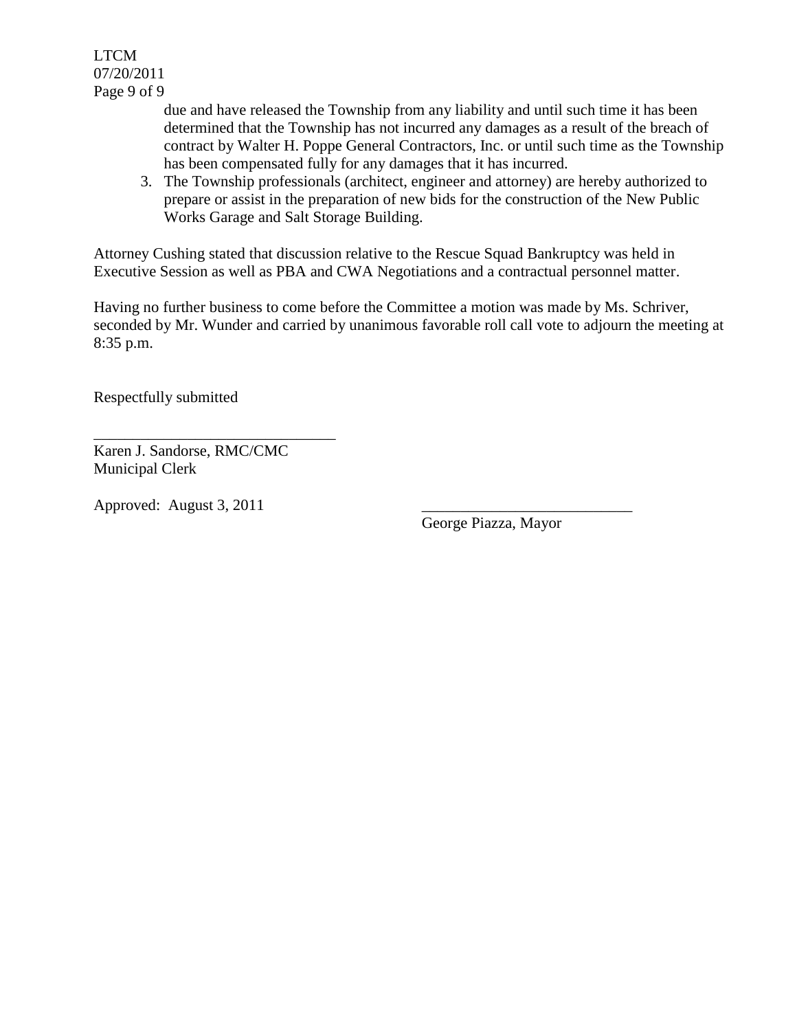due and have released the Township from any liability and until such time it has been determined that the Township has not incurred any damages as a result of the breach of contract by Walter H. Poppe General Contractors, Inc. or until such time as the Township has been compensated fully for any damages that it has incurred.

3. The Township professionals (architect, engineer and attorney) are hereby authorized to prepare or assist in the preparation of new bids for the construction of the New Public Works Garage and Salt Storage Building.

Attorney Cushing stated that discussion relative to the Rescue Squad Bankruptcy was held in Executive Session as well as PBA and CWA Negotiations and a contractual personnel matter.

Having no further business to come before the Committee a motion was made by Ms. Schriver, seconded by Mr. Wunder and carried by unanimous favorable roll call vote to adjourn the meeting at 8:35 p.m.

Respectfully submitted

_______________________________

Karen J. Sandorse, RMC/CMC
Municipal Clerk

Approved: August 3, 2011

_______________________________

George Piazza, Mayor